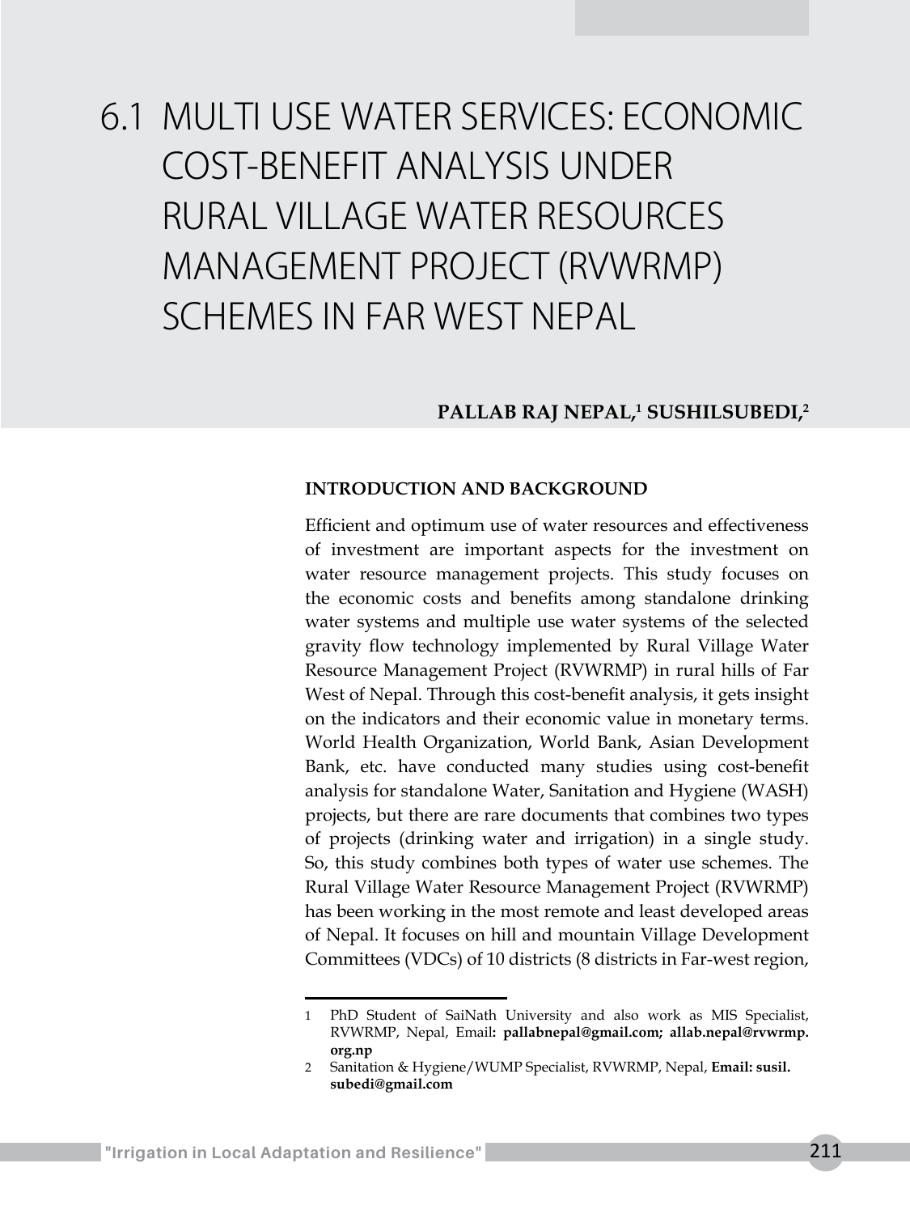# 6.1 MULTI USE WATER SERVICES: ECONOMIC COST-BENEFIT ANALYSIS UNDER RURAL VILLAGE WATER RESOURCES MANAGEMENT PROJECT (RVWRMP) SCHEMES IN FAR WEST NEPAL

**PALLAB RAJ NEPAL,[1] SUSHILSUBEDI,[2]**

## INTRODUCTION AND BACKGROUND

Efficient and optimum use of water resources and effectiveness of investment are important aspects for the investment on water resource management projects. This study focuses on the economic costs and benefits among standalone drinking water systems and multiple use water systems of the selected gravity flow technology implemented by Rural Village Water Resource Management Project (RVWRMP) in rural hills of Far West of Nepal. Through this cost-benefit analysis, it gets insight on the indicators and their economic value in monetary terms. World Health Organization, World Bank, Asian Development Bank, etc. have conducted many studies using cost-benefit analysis for standalone Water, Sanitation and Hygiene (WASH) projects, but there are rare documents that combines two types of projects (drinking water and irrigation) in a single study. So, this study combines both types of water use schemes. The Rural Village Water Resource Management Project (RVWRMP) has been working in the most remote and least developed areas of Nepal. It focuses on hill and mountain Village Development Committees (VDCs) of 10 districts (8 districts in Far-west region,

---

1 PhD Student of SaiNath University and also work as MIS Specialist, RVWRMP, Nepal, Email**: pallabnepal@gmail.com; allab.nepal@rvwrmp.org.np**

2 Sanitation & Hygiene/WUMP Specialist, RVWRMP, Nepal, **Email: susil.subedi@gmail.com**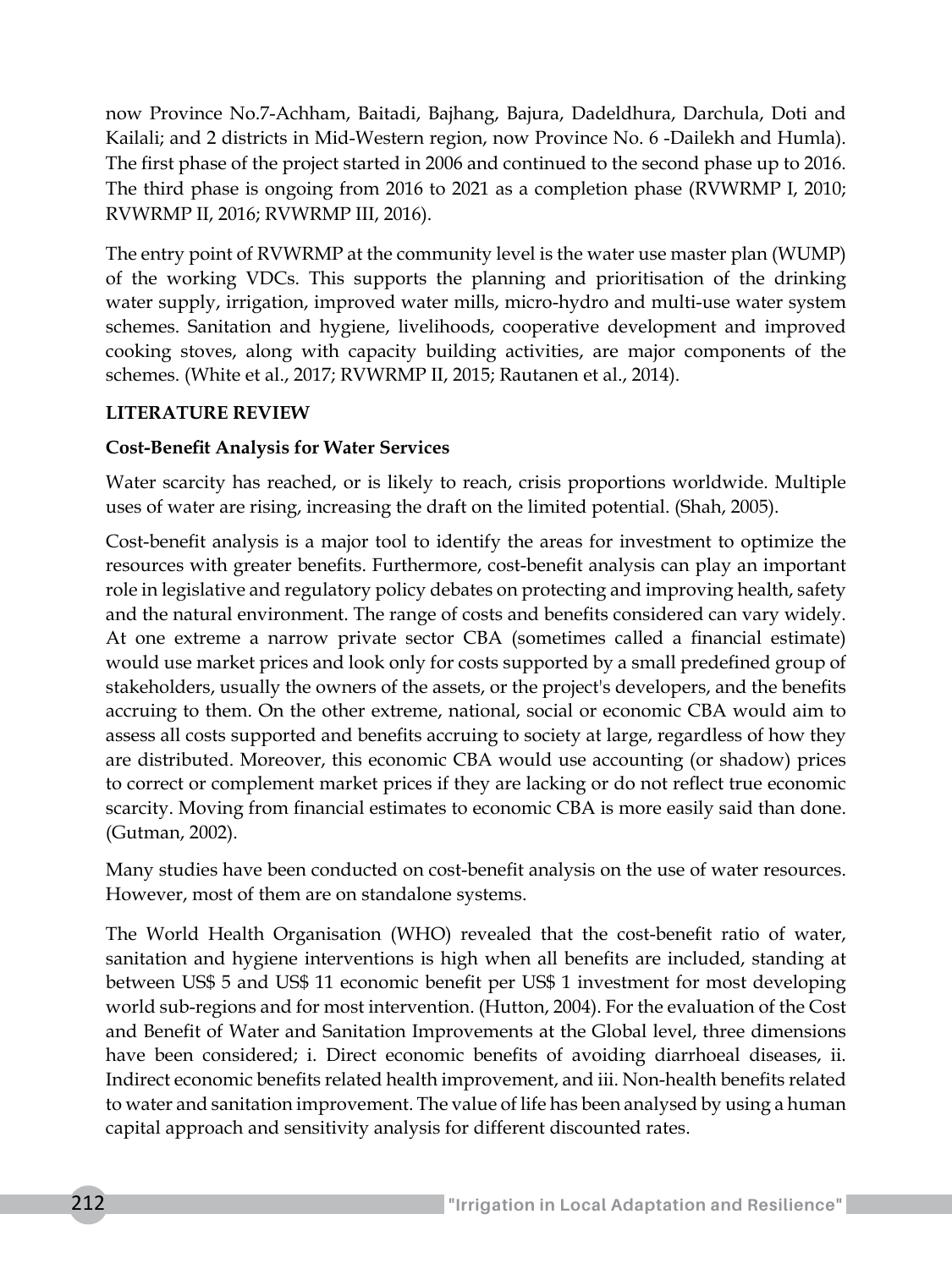now Province No.7-Achham, Baitadi, Bajhang, Bajura, Dadeldhura, Darchula, Doti and Kailali; and 2 districts in Mid-Western region, now Province No. 6 -Dailekh and Humla). The first phase of the project started in 2006 and continued to the second phase up to 2016. The third phase is ongoing from 2016 to 2021 as a completion phase (RVWRMP I, 2010; RVWRMP II, 2016; RVWRMP III, 2016).

The entry point of RVWRMP at the community level is the water use master plan (WUMP) of the working VDCs. This supports the planning and prioritisation of the drinking water supply, irrigation, improved water mills, micro-hydro and multi-use water system schemes. Sanitation and hygiene, livelihoods, cooperative development and improved cooking stoves, along with capacity building activities, are major components of the schemes. (White et al., 2017; RVWRMP II, 2015; Rautanen et al., 2014).

## LITERATURE REVIEW

### Cost-Benefit Analysis for Water Services

Water scarcity has reached, or is likely to reach, crisis proportions worldwide. Multiple uses of water are rising, increasing the draft on the limited potential. (Shah, 2005).

Cost-benefit analysis is a major tool to identify the areas for investment to optimize the resources with greater benefits. Furthermore, cost-benefit analysis can play an important role in legislative and regulatory policy debates on protecting and improving health, safety and the natural environment. The range of costs and benefits considered can vary widely. At one extreme a narrow private sector CBA (sometimes called a financial estimate) would use market prices and look only for costs supported by a small predefined group of stakeholders, usually the owners of the assets, or the project's developers, and the benefits accruing to them. On the other extreme, national, social or economic CBA would aim to assess all costs supported and benefits accruing to society at large, regardless of how they are distributed. Moreover, this economic CBA would use accounting (or shadow) prices to correct or complement market prices if they are lacking or do not reflect true economic scarcity. Moving from financial estimates to economic CBA is more easily said than done. (Gutman, 2002).

Many studies have been conducted on cost-benefit analysis on the use of water resources. However, most of them are on standalone systems.

The World Health Organisation (WHO) revealed that the cost-benefit ratio of water, sanitation and hygiene interventions is high when all benefits are included, standing at between US$ 5 and US$ 11 economic benefit per US$ 1 investment for most developing world sub-regions and for most intervention. (Hutton, 2004). For the evaluation of the Cost and Benefit of Water and Sanitation Improvements at the Global level, three dimensions have been considered; i. Direct economic benefits of avoiding diarrhoeal diseases, ii. Indirect economic benefits related health improvement, and iii. Non-health benefits related to water and sanitation improvement. The value of life has been analysed by using a human capital approach and sensitivity analysis for different discounted rates.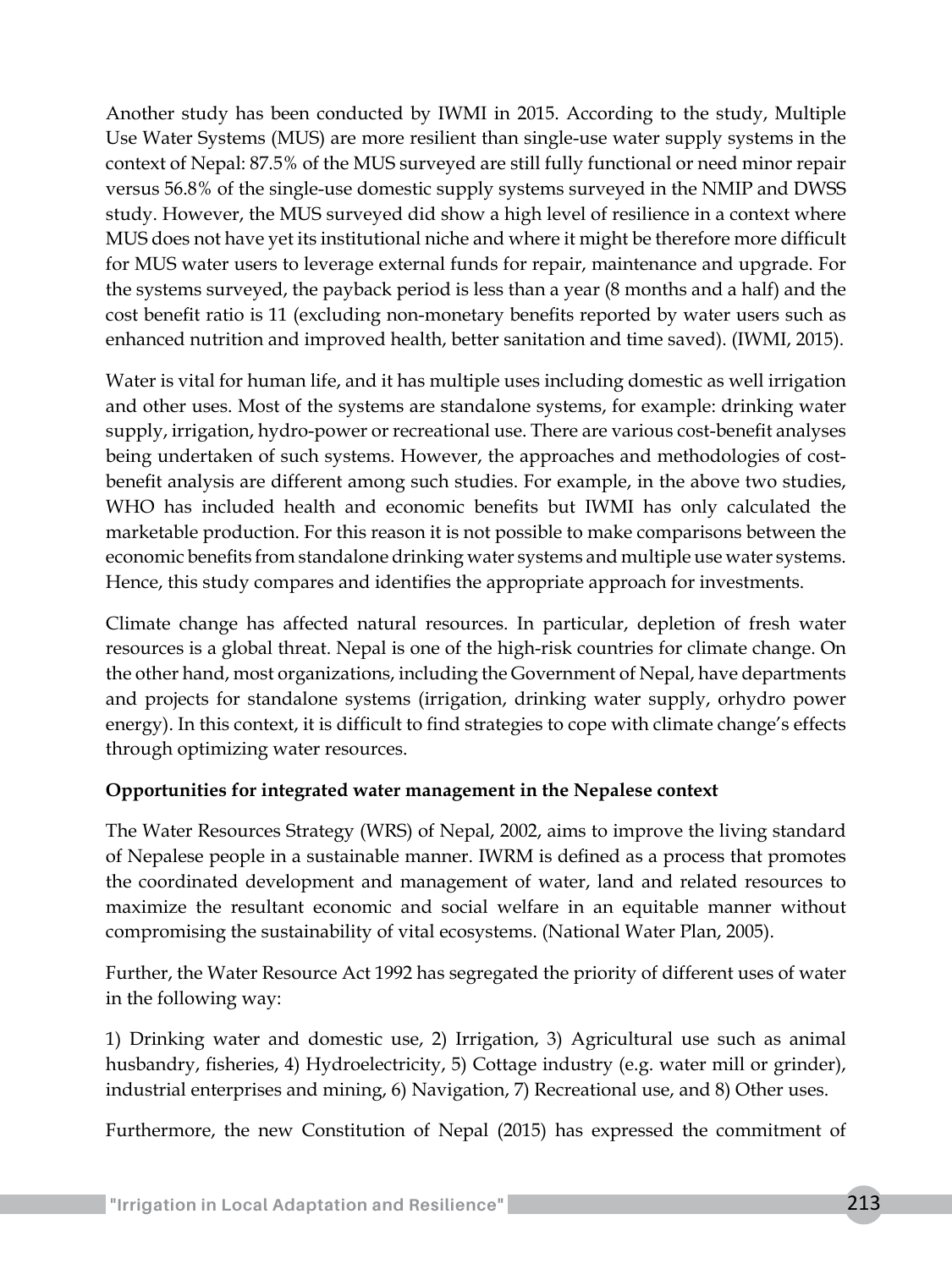Another study has been conducted by IWMI in 2015. According to the study, Multiple Use Water Systems (MUS) are more resilient than single-use water supply systems in the context of Nepal: 87.5% of the MUS surveyed are still fully functional or need minor repair versus 56.8% of the single-use domestic supply systems surveyed in the NMIP and DWSS study. However, the MUS surveyed did show a high level of resilience in a context where MUS does not have yet its institutional niche and where it might be therefore more difficult for MUS water users to leverage external funds for repair, maintenance and upgrade. For the systems surveyed, the payback period is less than a year (8 months and a half) and the cost benefit ratio is 11 (excluding non-monetary benefits reported by water users such as enhanced nutrition and improved health, better sanitation and time saved). (IWMI, 2015).

Water is vital for human life, and it has multiple uses including domestic as well irrigation and other uses. Most of the systems are standalone systems, for example: drinking water supply, irrigation, hydro-power or recreational use. There are various cost-benefit analyses being undertaken of such systems. However, the approaches and methodologies of cost-benefit analysis are different among such studies. For example, in the above two studies, WHO has included health and economic benefits but IWMI has only calculated the marketable production. For this reason it is not possible to make comparisons between the economic benefits from standalone drinking water systems and multiple use water systems. Hence, this study compares and identifies the appropriate approach for investments.

Climate change has affected natural resources. In particular, depletion of fresh water resources is a global threat. Nepal is one of the high-risk countries for climate change. On the other hand, most organizations, including the Government of Nepal, have departments and projects for standalone systems (irrigation, drinking water supply, orhydro power energy). In this context, it is difficult to find strategies to cope with climate change's effects through optimizing water resources.

**Opportunities for integrated water management in the Nepalese context**

The Water Resources Strategy (WRS) of Nepal, 2002, aims to improve the living standard of Nepalese people in a sustainable manner. IWRM is defined as a process that promotes the coordinated development and management of water, land and related resources to maximize the resultant economic and social welfare in an equitable manner without compromising the sustainability of vital ecosystems. (National Water Plan, 2005).

Further, the Water Resource Act 1992 has segregated the priority of different uses of water in the following way:

1) Drinking water and domestic use, 2) Irrigation, 3) Agricultural use such as animal husbandry, fisheries, 4) Hydroelectricity, 5) Cottage industry (e.g. water mill or grinder), industrial enterprises and mining, 6) Navigation, 7) Recreational use, and 8) Other uses.

Furthermore, the new Constitution of Nepal (2015) has expressed the commitment of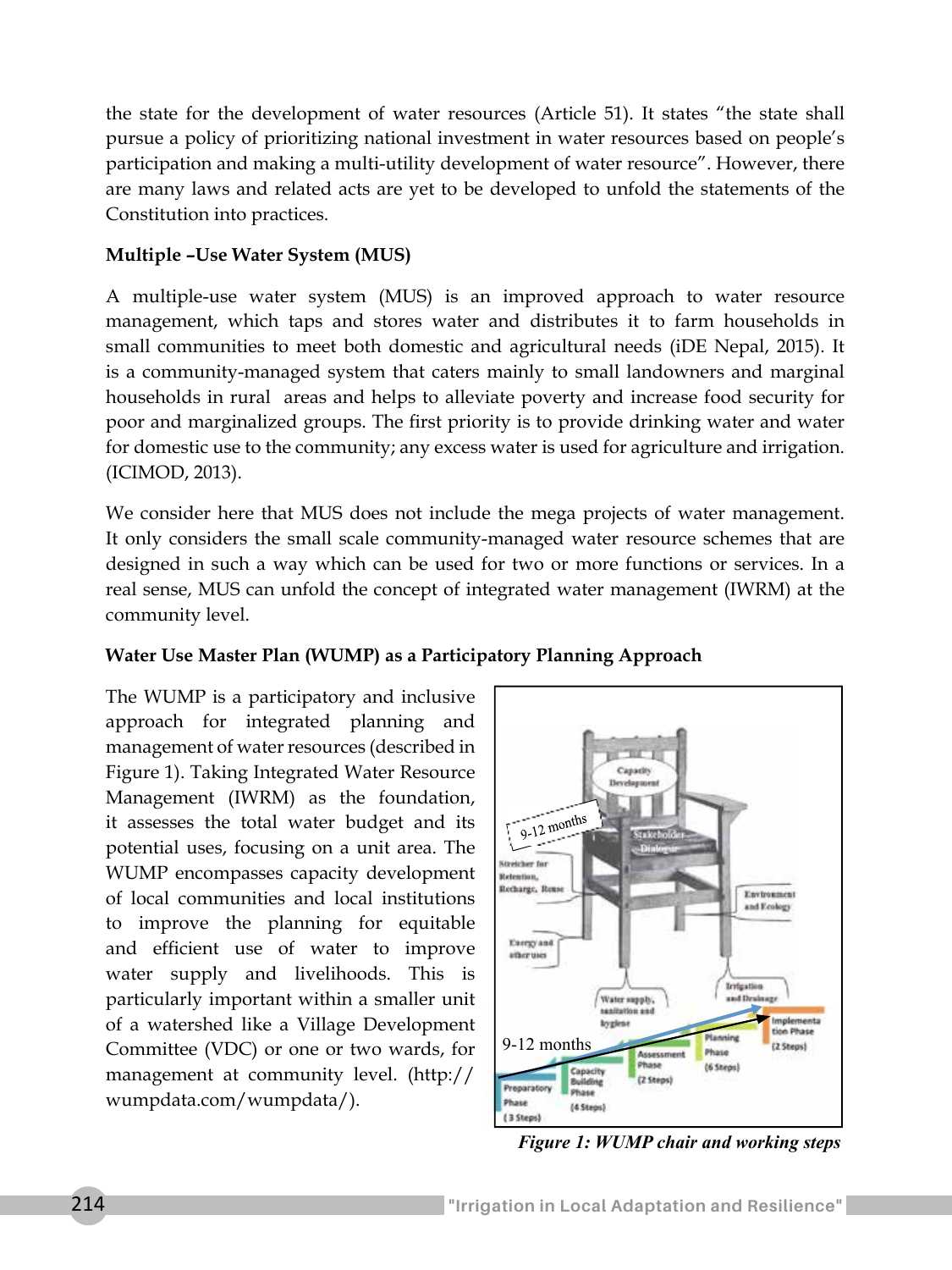the state for the development of water resources (Article 51). It states "the state shall pursue a policy of prioritizing national investment in water resources based on people's participation and making a multi-utility development of water resource". However, there are many laws and related acts are yet to be developed to unfold the statements of the Constitution into practices.

**Multiple –Use Water System (MUS)**

A multiple-use water system (MUS) is an improved approach to water resource management, which taps and stores water and distributes it to farm households in small communities to meet both domestic and agricultural needs (iDE Nepal, 2015). It is a community-managed system that caters mainly to small landowners and marginal households in rural areas and helps to alleviate poverty and increase food security for poor and marginalized groups. The first priority is to provide drinking water and water for domestic use to the community; any excess water is used for agriculture and irrigation. (ICIMOD, 2013).

We consider here that MUS does not include the mega projects of water management. It only considers the small scale community-managed water resource schemes that are designed in such a way which can be used for two or more functions or services. In a real sense, MUS can unfold the concept of integrated water management (IWRM) at the community level.

**Water Use Master Plan (WUMP) as a Participatory Planning Approach**

The WUMP is a participatory and inclusive approach for integrated planning and management of water resources (described in Figure 1). Taking Integrated Water Resource Management (IWRM) as the foundation, it assesses the total water budget and its potential uses, focusing on a unit area. The WUMP encompasses capacity development of local communities and local institutions to improve the planning for equitable and efficient use of water to improve water supply and livelihoods. This is particularly important within a smaller unit of a watershed like a Village Development Committee (VDC) or one or two wards, for management at community level. (http://wumpdata.com/wumpdata/).

*Figure 1: WUMP chair and working steps*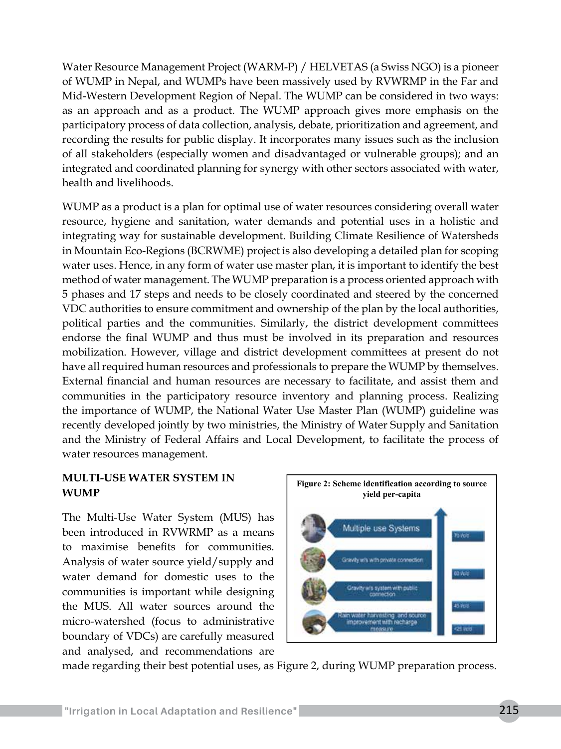Water Resource Management Project (WARM-P) / HELVETAS (a Swiss NGO) is a pioneer of WUMP in Nepal, and WUMPs have been massively used by RVWRMP in the Far and Mid-Western Development Region of Nepal. The WUMP can be considered in two ways: as an approach and as a product. The WUMP approach gives more emphasis on the participatory process of data collection, analysis, debate, prioritization and agreement, and recording the results for public display. It incorporates many issues such as the inclusion of all stakeholders (especially women and disadvantaged or vulnerable groups); and an integrated and coordinated planning for synergy with other sectors associated with water, health and livelihoods.

WUMP as a product is a plan for optimal use of water resources considering overall water resource, hygiene and sanitation, water demands and potential uses in a holistic and integrating way for sustainable development. Building Climate Resilience of Watersheds in Mountain Eco-Regions (BCRWME) project is also developing a detailed plan for scoping water uses. Hence, in any form of water use master plan, it is important to identify the best method of water management. The WUMP preparation is a process oriented approach with 5 phases and 17 steps and needs to be closely coordinated and steered by the concerned VDC authorities to ensure commitment and ownership of the plan by the local authorities, political parties and the communities. Similarly, the district development committees endorse the final WUMP and thus must be involved in its preparation and resources mobilization. However, village and district development committees at present do not have all required human resources and professionals to prepare the WUMP by themselves. External financial and human resources are necessary to facilitate, and assist them and communities in the participatory resource inventory and planning process. Realizing the importance of WUMP, the National Water Use Master Plan (WUMP) guideline was recently developed jointly by two ministries, the Ministry of Water Supply and Sanitation and the Ministry of Federal Affairs and Local Development, to facilitate the process of water resources management.

## MULTI-USE WATER SYSTEM IN WUMP

The Multi-Use Water System (MUS) has been introduced in RVWRMP as a means to maximise benefits for communities. Analysis of water source yield/supply and water demand for domestic uses to the communities is important while designing the MUS. All water sources around the micro-watershed (focus to administrative boundary of VDCs) are carefully measured and analysed, and recommendations are made regarding their best potential uses, as Figure 2, during WUMP preparation process.

**Figure 2: Scheme identification according to source yield per-capita**

- Multiple use Systems — 70 l/c/d
- Gravity w/s with private connection — 60 l/c/d
- Gravity w/s system with public connection — 45 l/c/d
- Rain water harvesting and source improvement with recharge measure — <25 l/c/d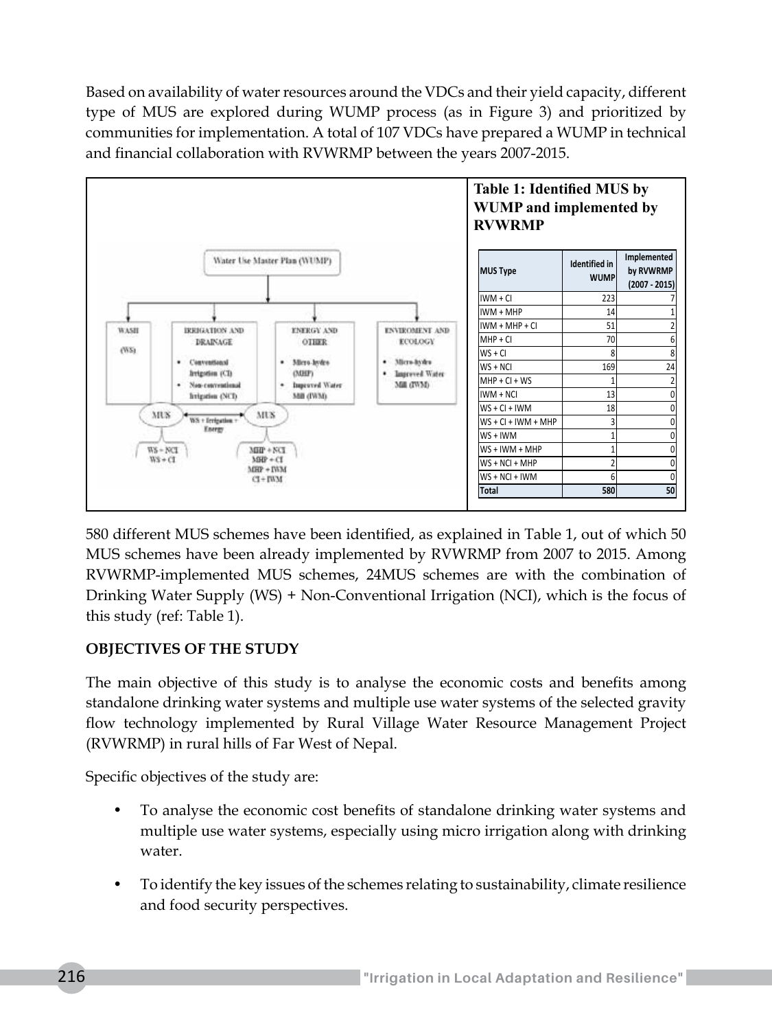Based on availability of water resources around the VDCs and their yield capacity, different type of MUS are explored during WUMP process (as in Figure 3) and prioritized by communities for implementation. A total of 107 VDCs have prepared a WUMP in technical and financial collaboration with RVWRMP between the years 2007-2015.

Water Use Master Plan (WUMP)

WASH (WS)

IRRIGATION AND DRAINAGE
- Conventional Irrigation (CI)
- Non-conventional Irrigation (NCI)

ENERGY AND OTHER
- Micro-hydro (MHP)
- Improved Water Mill (IWM)

ENVIROMENT AND ECOLOGY
- Micro-hydro
- Improved Water Mill (IWM)

MUS ← WS + Irrigation + Energy → MUS

WS + NCI
WS + CI

MHP + NCI
MHP + CI
MHP + IWM
CI + IWM

**Table 1: Identified MUS by WUMP and implemented by RVWRMP**

| MUS Type | Identified in WUMP | Implemented by RVWRMP (2007 - 2015) |
|---|---|---|
| IWM + CI | 223 | 7 |
| IWM + MHP | 14 | 1 |
| IWM + MHP + CI | 51 | 2 |
| MHP + CI | 70 | 6 |
| WS + CI | 8 | 8 |
| WS + NCI | 169 | 24 |
| MHP + CI + WS | 1 | 2 |
| IWM + NCI | 13 | 0 |
| WS + CI + IWM | 18 | 0 |
| WS + CI + IWM + MHP | 3 | 0 |
| WS + IWM | 1 | 0 |
| WS + IWM + MHP | 1 | 0 |
| WS + NCI + MHP | 2 | 0 |
| WS + NCI + IWM | 6 | 0 |
| **Total** | **580** | **50** |

580 different MUS schemes have been identified, as explained in Table 1, out of which 50 MUS schemes have been already implemented by RVWRMP from 2007 to 2015. Among RVWRMP-implemented MUS schemes, 24MUS schemes are with the combination of Drinking Water Supply (WS) + Non-Conventional Irrigation (NCI), which is the focus of this study (ref: Table 1).

## OBJECTIVES OF THE STUDY

The main objective of this study is to analyse the economic costs and benefits among standalone drinking water systems and multiple use water systems of the selected gravity flow technology implemented by Rural Village Water Resource Management Project (RVWRMP) in rural hills of Far West of Nepal.

Specific objectives of the study are:

- To analyse the economic cost benefits of standalone drinking water systems and multiple use water systems, especially using micro irrigation along with drinking water.
- To identify the key issues of the schemes relating to sustainability, climate resilience and food security perspectives.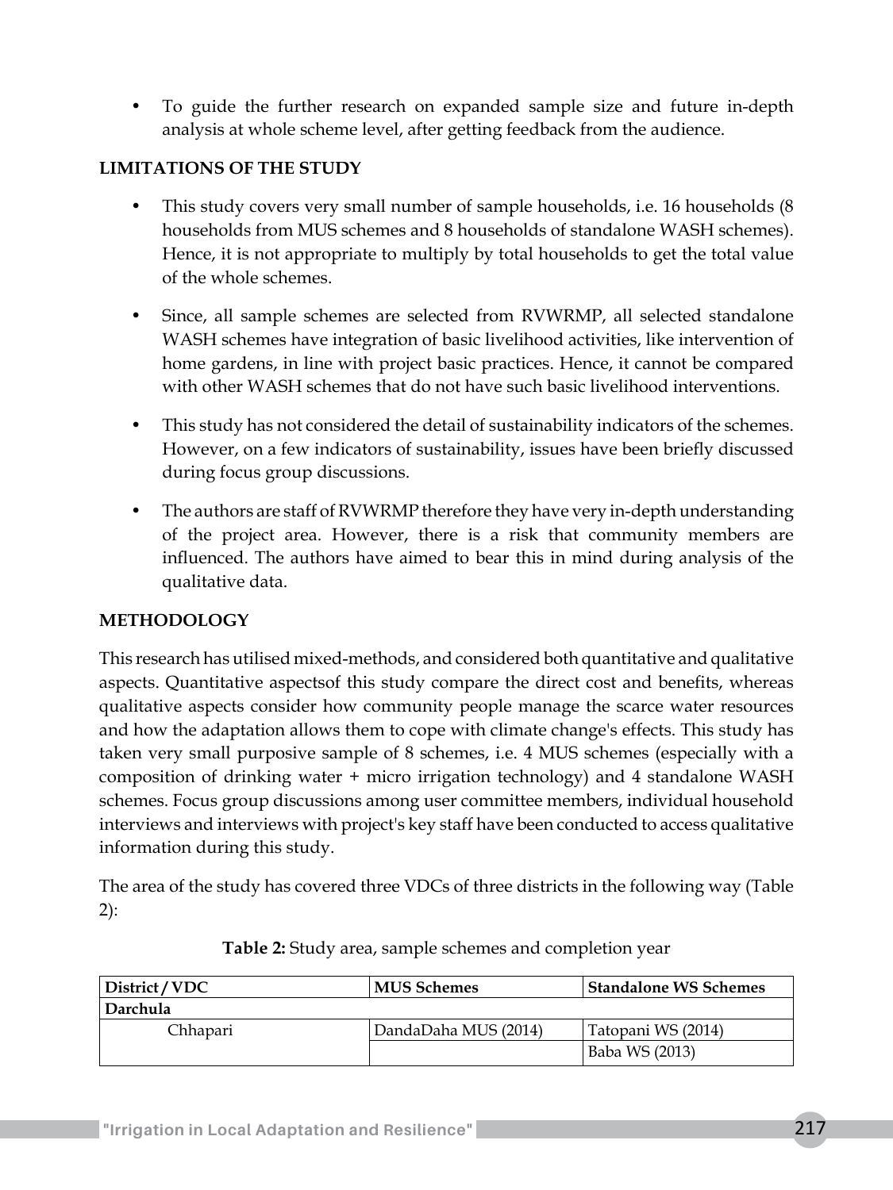- To guide the further research on expanded sample size and future in-depth analysis at whole scheme level, after getting feedback from the audience.

## LIMITATIONS OF THE STUDY

- This study covers very small number of sample households, i.e. 16 households (8 households from MUS schemes and 8 households of standalone WASH schemes). Hence, it is not appropriate to multiply by total households to get the total value of the whole schemes.
- Since, all sample schemes are selected from RVWRMP, all selected standalone WASH schemes have integration of basic livelihood activities, like intervention of home gardens, in line with project basic practices. Hence, it cannot be compared with other WASH schemes that do not have such basic livelihood interventions.
- This study has not considered the detail of sustainability indicators of the schemes. However, on a few indicators of sustainability, issues have been briefly discussed during focus group discussions.
- The authors are staff of RVWRMP therefore they have very in-depth understanding of the project area. However, there is a risk that community members are influenced. The authors have aimed to bear this in mind during analysis of the qualitative data.

## METHODOLOGY

This research has utilised mixed-methods, and considered both quantitative and qualitative aspects. Quantitative aspectsof this study compare the direct cost and benefits, whereas qualitative aspects consider how community people manage the scarce water resources and how the adaptation allows them to cope with climate change's effects. This study has taken very small purposive sample of 8 schemes, i.e. 4 MUS schemes (especially with a composition of drinking water + micro irrigation technology) and 4 standalone WASH schemes. Focus group discussions among user committee members, individual household interviews and interviews with project's key staff have been conducted to access qualitative information during this study.

The area of the study has covered three VDCs of three districts in the following way (Table 2):

**Table 2:** Study area, sample schemes and completion year

| District / VDC | MUS Schemes | Standalone WS Schemes |
|---|---|---|
| **Darchula** | | |
| Chhapari | DandaDaha MUS (2014) | Tatopani WS (2014) |
| | | Baba WS (2013) |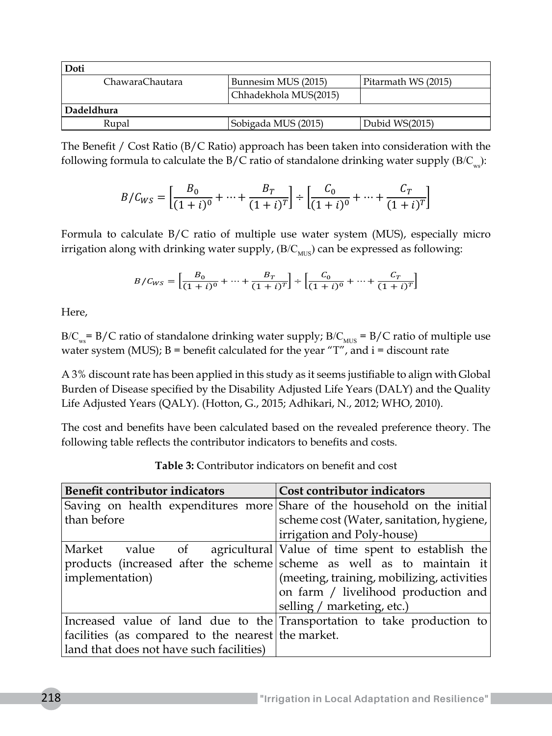| Doti | | |
|---|---|---|
| ChawaraChautara | Bunnesim MUS (2015) | Pitarmath WS (2015) |
| | Chhadekhola MUS(2015) | |
| **Dadeldhura** | | |
| Rupal | Sobigada MUS (2015) | Dubid WS(2015) |

The Benefit / Cost Ratio (B/C Ratio) approach has been taken into consideration with the following formula to calculate the B/C ratio of standalone drinking water supply ($B/C_{ws}$):

$$B/C_{WS} = \left[\frac{B_0}{(1+i)^0} + \cdots + \frac{B_T}{(1+i)^T}\right] \div \left[\frac{C_0}{(1+i)^0} + \cdots + \frac{C_T}{(1+i)^T}\right]$$

Formula to calculate B/C ratio of multiple use water system (MUS), especially micro irrigation along with drinking water supply, ($B/C_{MUS}$) can be expressed as following:

$$B/C_{WS} = \left[\frac{B_0}{(1+i)^0} + \cdots + \frac{B_T}{(1+i)^T}\right] \div \left[\frac{C_0}{(1+i)^0} + \cdots + \frac{C_T}{(1+i)^T}\right]$$

Here,

$B/C_{ws}$= B/C ratio of standalone drinking water supply; $B/C_{MUS}$ = B/C ratio of multiple use water system (MUS); B = benefit calculated for the year "T", and i = discount rate

A 3% discount rate has been applied in this study as it seems justifiable to align with Global Burden of Disease specified by the Disability Adjusted Life Years (DALY) and the Quality Life Adjusted Years (QALY). (Hotton, G., 2015; Adhikari, N., 2012; WHO, 2010).

The cost and benefits have been calculated based on the revealed preference theory. The following table reflects the contributor indicators to benefits and costs.

**Table 3:** Contributor indicators on benefit and cost

| Benefit contributor indicators | Cost contributor indicators |
|---|---|
| Saving on health expenditures more than before | Share of the household on the initial scheme cost (Water, sanitation, hygiene, irrigation and Poly-house) |
| Market value of agricultural products (increased after the scheme implementation) | Value of time spent to establish the scheme as well as to maintain it (meeting, training, mobilizing, activities on farm / livelihood production and selling / marketing, etc.) |
| Increased value of land due to the facilities (as compared to the nearest land that does not have such facilities) | Transportation to take production to the market. |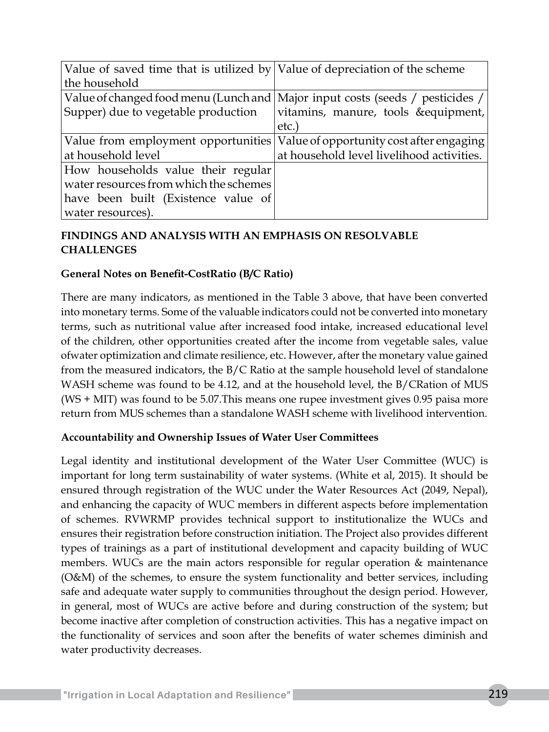| | |
|---|---|
| Value of saved time that is utilized by the household | Value of depreciation of the scheme |
| Value of changed food menu (Lunch and Supper) due to vegetable production | Major input costs (seeds / pesticides / vitamins, manure, tools &equipment, etc.) |
| Value from employment opportunities at household level | Value of opportunity cost after engaging at household level livelihood activities. |
| How households value their regular water resources from which the schemes have been built (Existence value of water resources). | |

## FINDINGS AND ANALYSIS WITH AN EMPHASIS ON RESOLVABLE CHALLENGES

### General Notes on Benefit-CostRatio (B/C Ratio)

There are many indicators, as mentioned in the Table 3 above, that have been converted into monetary terms. Some of the valuable indicators could not be converted into monetary terms, such as nutritional value after increased food intake, increased educational level of the children, other opportunities created after the income from vegetable sales, value ofwater optimization and climate resilience, etc. However, after the monetary value gained from the measured indicators, the B/C Ratio at the sample household level of standalone WASH scheme was found to be 4.12, and at the household level, the B/CRation of MUS (WS + MIT) was found to be 5.07.This means one rupee investment gives 0.95 paisa more return from MUS schemes than a standalone WASH scheme with livelihood intervention.

### Accountability and Ownership Issues of Water User Committees

Legal identity and institutional development of the Water User Committee (WUC) is important for long term sustainability of water systems. (White et al, 2015). It should be ensured through registration of the WUC under the Water Resources Act (2049, Nepal), and enhancing the capacity of WUC members in different aspects before implementation of schemes. RVWRMP provides technical support to institutionalize the WUCs and ensures their registration before construction initiation. The Project also provides different types of trainings as a part of institutional development and capacity building of WUC members. WUCs are the main actors responsible for regular operation & maintenance (O&M) of the schemes, to ensure the system functionality and better services, including safe and adequate water supply to communities throughout the design period. However, in general, most of WUCs are active before and during construction of the system; but become inactive after completion of construction activities. This has a negative impact on the functionality of services and soon after the benefits of water schemes diminish and water productivity decreases.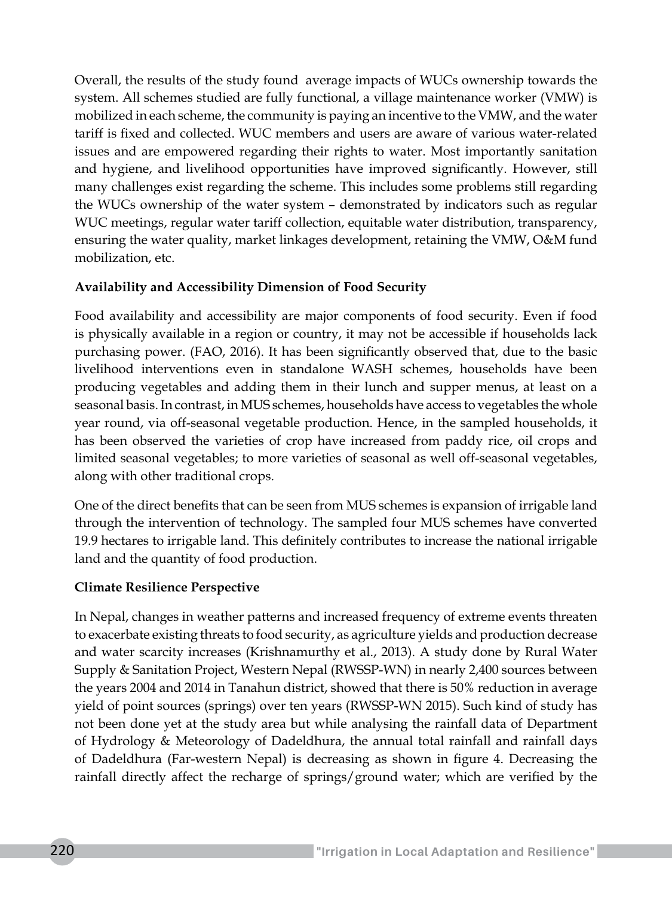Overall, the results of the study found  average impacts of WUCs ownership towards the system. All schemes studied are fully functional, a village maintenance worker (VMW) is mobilized in each scheme, the community is paying an incentive to the VMW, and the water tariff is fixed and collected. WUC members and users are aware of various water-related issues and are empowered regarding their rights to water. Most importantly sanitation and hygiene, and livelihood opportunities have improved significantly. However, still many challenges exist regarding the scheme. This includes some problems still regarding the WUCs ownership of the water system – demonstrated by indicators such as regular WUC meetings, regular water tariff collection, equitable water distribution, transparency, ensuring the water quality, market linkages development, retaining the VMW, O&M fund mobilization, etc.

**Availability and Accessibility Dimension of Food Security**

Food availability and accessibility are major components of food security. Even if food is physically available in a region or country, it may not be accessible if households lack purchasing power. (FAO, 2016). It has been significantly observed that, due to the basic livelihood interventions even in standalone WASH schemes, households have been producing vegetables and adding them in their lunch and supper menus, at least on a seasonal basis. In contrast, in MUS schemes, households have access to vegetables the whole year round, via off-seasonal vegetable production. Hence, in the sampled households, it has been observed the varieties of crop have increased from paddy rice, oil crops and limited seasonal vegetables; to more varieties of seasonal as well off-seasonal vegetables, along with other traditional crops.

One of the direct benefits that can be seen from MUS schemes is expansion of irrigable land through the intervention of technology. The sampled four MUS schemes have converted 19.9 hectares to irrigable land. This definitely contributes to increase the national irrigable land and the quantity of food production.

**Climate Resilience Perspective**

In Nepal, changes in weather patterns and increased frequency of extreme events threaten to exacerbate existing threats to food security, as agriculture yields and production decrease and water scarcity increases (Krishnamurthy et al., 2013). A study done by Rural Water Supply & Sanitation Project, Western Nepal (RWSSP-WN) in nearly 2,400 sources between the years 2004 and 2014 in Tanahun district, showed that there is 50% reduction in average yield of point sources (springs) over ten years (RWSSP-WN 2015). Such kind of study has not been done yet at the study area but while analysing the rainfall data of Department of Hydrology & Meteorology of Dadeldhura, the annual total rainfall and rainfall days of Dadeldhura (Far-western Nepal) is decreasing as shown in figure 4. Decreasing the rainfall directly affect the recharge of springs/ground water; which are verified by the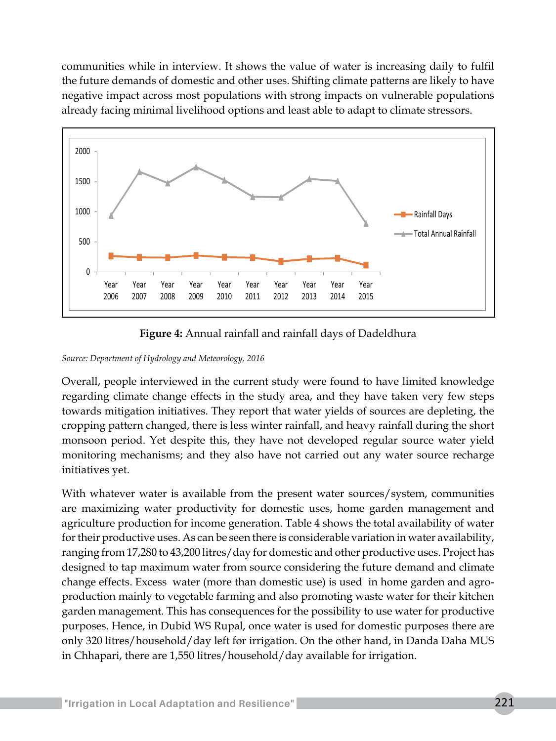communities while in interview. It shows the value of water is increasing daily to fulfil the future demands of domestic and other uses. Shifting climate patterns are likely to have negative impact across most populations with strong impacts on vulnerable populations already facing minimal livelihood options and least able to adapt to climate stressors.

**Figure 4:** Annual rainfall and rainfall days of Dadeldhura

*Source: Department of Hydrology and Meteorology, 2016*

Overall, people interviewed in the current study were found to have limited knowledge regarding climate change effects in the study area, and they have taken very few steps towards mitigation initiatives. They report that water yields of sources are depleting, the cropping pattern changed, there is less winter rainfall, and heavy rainfall during the short monsoon period. Yet despite this, they have not developed regular source water yield monitoring mechanisms; and they also have not carried out any water source recharge initiatives yet.

With whatever water is available from the present water sources/system, communities are maximizing water productivity for domestic uses, home garden management and agriculture production for income generation. Table 4 shows the total availability of water for their productive uses. As can be seen there is considerable variation in water availability, ranging from 17,280 to 43,200 litres/day for domestic and other productive uses. Project has designed to tap maximum water from source considering the future demand and climate change effects. Excess water (more than domestic use) is used in home garden and agro-production mainly to vegetable farming and also promoting waste water for their kitchen garden management. This has consequences for the possibility to use water for productive purposes. Hence, in Dubid WS Rupal, once water is used for domestic purposes there are only 320 litres/household/day left for irrigation. On the other hand, in Danda Daha MUS in Chhapari, there are 1,550 litres/household/day available for irrigation.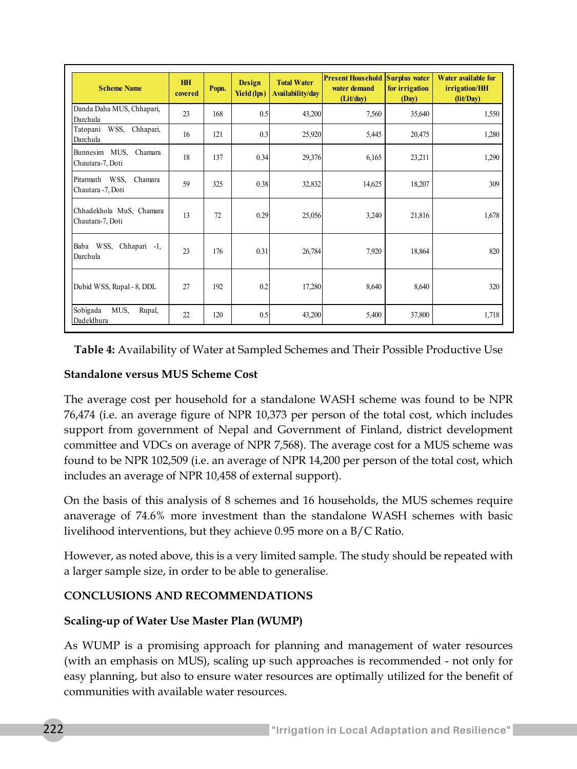| Scheme Name | HH covered | Popn. | Design Yield (lps) | Total Water Availability/day | Present Household water demand (Lit/day) | Surplus water for irrigation (Day) | Water available for irrigation/HH (lit/Day) |
|---|---|---|---|---|---|---|---|
| Danda Daha MUS, Chhapari, Darchula | 23 | 168 | 0.5 | 43,200 | 7,560 | 35,640 | 1,550 |
| Tatopani WSS, Chhapari, Darchula | 16 | 121 | 0.3 | 25,920 | 5,445 | 20,475 | 1,280 |
| Bunnesim MUS, Chamara Chautara-7, Doti | 18 | 137 | 0.34 | 29,376 | 6,165 | 23,211 | 1,290 |
| Pitarmath WSS, Chamara Chautara -7, Doti | 59 | 325 | 0.38 | 32,832 | 14,625 | 18,207 | 309 |
| Chhadekhola MuS, Chamara Chautara-7, Doti | 13 | 72 | 0.29 | 25,056 | 3,240 | 21,816 | 1,678 |
| Baba WSS, Chhapari -1, Darchula | 23 | 176 | 0.31 | 26,784 | 7,920 | 18,864 | 820 |
| Dubid WSS, Rupal - 8, DDL | 27 | 192 | 0.2 | 17,280 | 8,640 | 8,640 | 320 |
| Sobigada MUS, Rupal, Dadeldhura | 22 | 120 | 0.5 | 43,200 | 5,400 | 37,800 | 1,718 |

**Table 4:** Availability of Water at Sampled Schemes and Their Possible Productive Use

**Standalone versus MUS Scheme Cost**

The average cost per household for a standalone WASH scheme was found to be NPR 76,474 (i.e. an average figure of NPR 10,373 per person of the total cost, which includes support from government of Nepal and Government of Finland, district development committee and VDCs on average of NPR 7,568). The average cost for a MUS scheme was found to be NPR 102,509 (i.e. an average of NPR 14,200 per person of the total cost, which includes an average of NPR 10,458 of external support).

On the basis of this analysis of 8 schemes and 16 households, the MUS schemes require anaverage of 74.6% more investment than the standalone WASH schemes with basic livelihood interventions, but they achieve 0.95 more on a B/C Ratio.

However, as noted above, this is a very limited sample. The study should be repeated with a larger sample size, in order to be able to generalise.

## CONCLUSIONS AND RECOMMENDATIONS

**Scaling-up of Water Use Master Plan (WUMP)**

As WUMP is a promising approach for planning and management of water resources (with an emphasis on MUS), scaling up such approaches is recommended - not only for easy planning, but also to ensure water resources are optimally utilized for the benefit of communities with available water resources.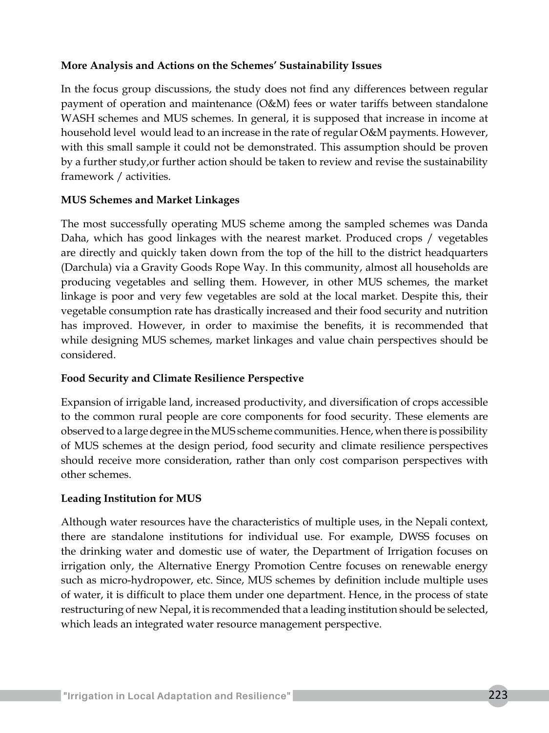**More Analysis and Actions on the Schemes' Sustainability Issues**

In the focus group discussions, the study does not find any differences between regular payment of operation and maintenance (O&M) fees or water tariffs between standalone WASH schemes and MUS schemes. In general, it is supposed that increase in income at household level would lead to an increase in the rate of regular O&M payments. However, with this small sample it could not be demonstrated. This assumption should be proven by a further study,or further action should be taken to review and revise the sustainability framework / activities.

**MUS Schemes and Market Linkages**

The most successfully operating MUS scheme among the sampled schemes was Danda Daha, which has good linkages with the nearest market. Produced crops / vegetables are directly and quickly taken down from the top of the hill to the district headquarters (Darchula) via a Gravity Goods Rope Way. In this community, almost all households are producing vegetables and selling them. However, in other MUS schemes, the market linkage is poor and very few vegetables are sold at the local market. Despite this, their vegetable consumption rate has drastically increased and their food security and nutrition has improved. However, in order to maximise the benefits, it is recommended that while designing MUS schemes, market linkages and value chain perspectives should be considered.

**Food Security and Climate Resilience Perspective**

Expansion of irrigable land, increased productivity, and diversification of crops accessible to the common rural people are core components for food security. These elements are observed to a large degree in the MUS scheme communities. Hence, when there is possibility of MUS schemes at the design period, food security and climate resilience perspectives should receive more consideration, rather than only cost comparison perspectives with other schemes.

**Leading Institution for MUS**

Although water resources have the characteristics of multiple uses, in the Nepali context, there are standalone institutions for individual use. For example, DWSS focuses on the drinking water and domestic use of water, the Department of Irrigation focuses on irrigation only, the Alternative Energy Promotion Centre focuses on renewable energy such as micro-hydropower, etc. Since, MUS schemes by definition include multiple uses of water, it is difficult to place them under one department. Hence, in the process of state restructuring of new Nepal, it is recommended that a leading institution should be selected, which leads an integrated water resource management perspective.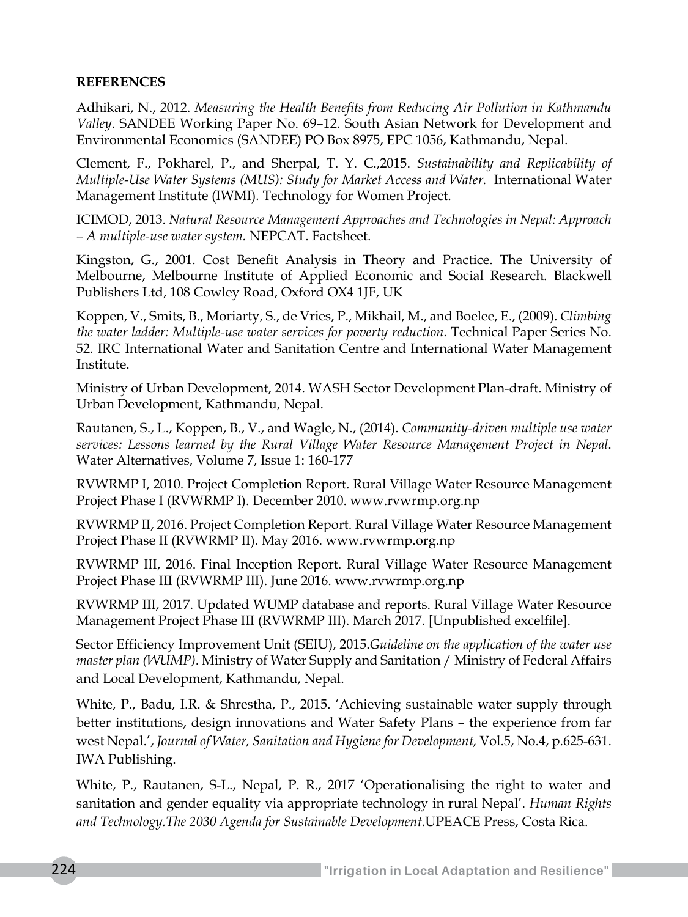**REFERENCES**

Adhikari, N., 2012. *Measuring the Health Benefits from Reducing Air Pollution in Kathmandu Valley*. SANDEE Working Paper No. 69–12. South Asian Network for Development and Environmental Economics (SANDEE) PO Box 8975, EPC 1056, Kathmandu, Nepal.

Clement, F., Pokharel, P., and Sherpal, T. Y. C.,2015. *Sustainability and Replicability of Multiple-Use Water Systems (MUS): Study for Market Access and Water.* International Water Management Institute (IWMI). Technology for Women Project.

ICIMOD, 2013. *Natural Resource Management Approaches and Technologies in Nepal: Approach – A multiple-use water system.* NEPCAT. Factsheet.

Kingston, G., 2001. Cost Benefit Analysis in Theory and Practice. The University of Melbourne, Melbourne Institute of Applied Economic and Social Research. Blackwell Publishers Ltd, 108 Cowley Road, Oxford OX4 1JF, UK

Koppen, V., Smits, B., Moriarty, S., de Vries, P., Mikhail, M., and Boelee, E., (2009). *Climbing the water ladder: Multiple-use water services for poverty reduction.* Technical Paper Series No. 52. IRC International Water and Sanitation Centre and International Water Management Institute.

Ministry of Urban Development, 2014. WASH Sector Development Plan-draft. Ministry of Urban Development, Kathmandu, Nepal.

Rautanen, S., L., Koppen, B., V., and Wagle, N., (2014). *Community-driven multiple use water services: Lessons learned by the Rural Village Water Resource Management Project in Nepal*. Water Alternatives, Volume 7, Issue 1: 160-177

RVWRMP I, 2010. Project Completion Report. Rural Village Water Resource Management Project Phase I (RVWRMP I). December 2010. www.rvwrmp.org.np

RVWRMP II, 2016. Project Completion Report. Rural Village Water Resource Management Project Phase II (RVWRMP II). May 2016. www.rvwrmp.org.np

RVWRMP III, 2016. Final Inception Report. Rural Village Water Resource Management Project Phase III (RVWRMP III). June 2016. www.rvwrmp.org.np

RVWRMP III, 2017. Updated WUMP database and reports. Rural Village Water Resource Management Project Phase III (RVWRMP III). March 2017. [Unpublished excelfile].

Sector Efficiency Improvement Unit (SEIU), 2015.*Guideline on the application of the water use master plan (WUMP).* Ministry of Water Supply and Sanitation / Ministry of Federal Affairs and Local Development, Kathmandu, Nepal.

White, P., Badu, I.R. & Shrestha, P., 2015. 'Achieving sustainable water supply through better institutions, design innovations and Water Safety Plans – the experience from far west Nepal.', *Journal of Water, Sanitation and Hygiene for Development,* Vol.5, No.4, p.625-631. IWA Publishing.

White, P., Rautanen, S-L., Nepal, P. R., 2017 'Operationalising the right to water and sanitation and gender equality via appropriate technology in rural Nepal'. *Human Rights and Technology.The 2030 Agenda for Sustainable Development.*UPEACE Press, Costa Rica.